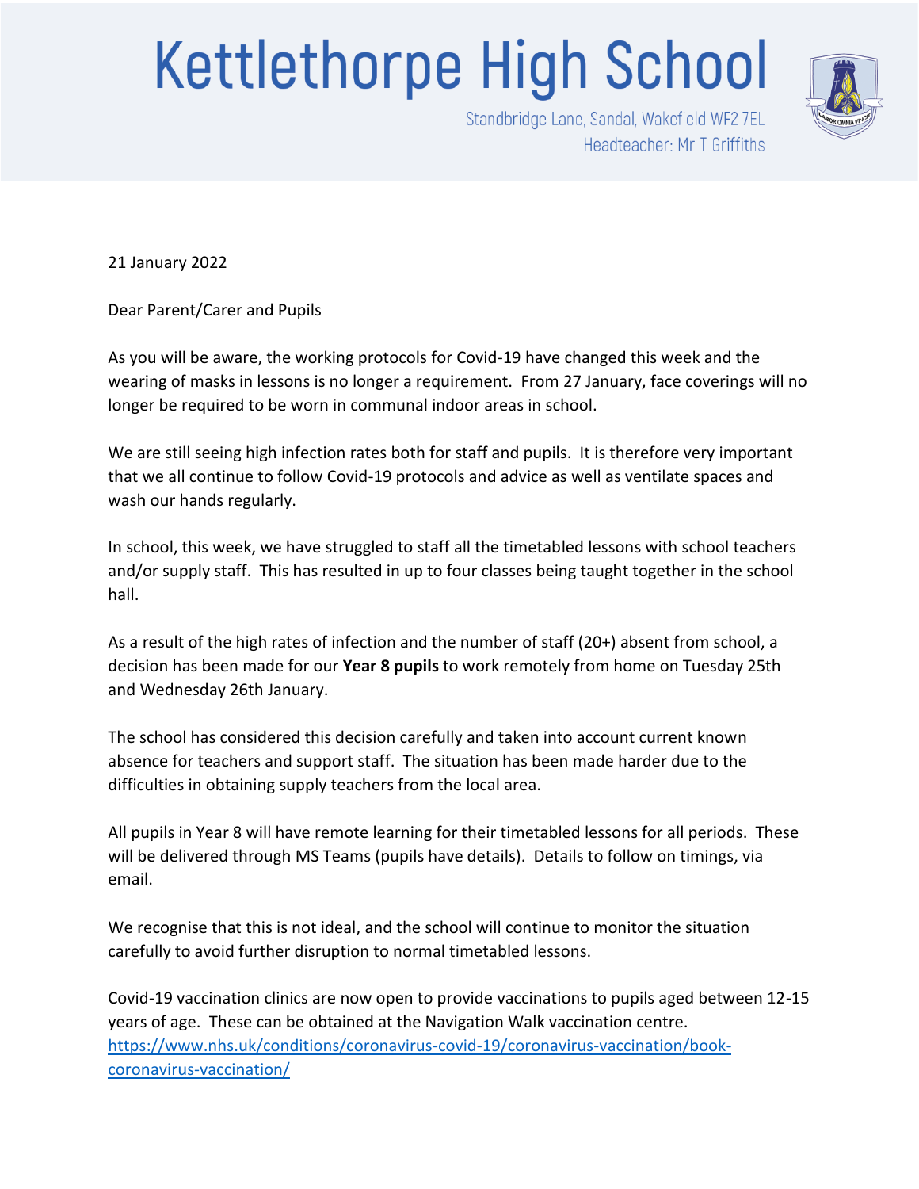# Kettlethorpe High School

Standbridge Lane, Sandal, Wakefield WF2 7EL
Headteacher: Mr T Griffiths

21 January 2022

Dear Parent/Carer and Pupils

As you will be aware, the working protocols for Covid-19 have changed this week and the wearing of masks in lessons is no longer a requirement. From 27 January, face coverings will no longer be required to be worn in communal indoor areas in school.

We are still seeing high infection rates both for staff and pupils. It is therefore very important that we all continue to follow Covid-19 protocols and advice as well as ventilate spaces and wash our hands regularly.

In school, this week, we have struggled to staff all the timetabled lessons with school teachers and/or supply staff. This has resulted in up to four classes being taught together in the school hall.

As a result of the high rates of infection and the number of staff (20+) absent from school, a decision has been made for our **Year 8 pupils** to work remotely from home on Tuesday 25th and Wednesday 26th January.

The school has considered this decision carefully and taken into account current known absence for teachers and support staff. The situation has been made harder due to the difficulties in obtaining supply teachers from the local area.

All pupils in Year 8 will have remote learning for their timetabled lessons for all periods. These will be delivered through MS Teams (pupils have details). Details to follow on timings, via email.

We recognise that this is not ideal, and the school will continue to monitor the situation carefully to avoid further disruption to normal timetabled lessons.

Covid-19 vaccination clinics are now open to provide vaccinations to pupils aged between 12-15 years of age. These can be obtained at the Navigation Walk vaccination centre. [https://www.nhs.uk/conditions/coronavirus-covid-19/coronavirus-vaccination/book-coronavirus-vaccination/](https://www.nhs.uk/conditions/coronavirus-covid-19/coronavirus-vaccination/book-coronavirus-vaccination/)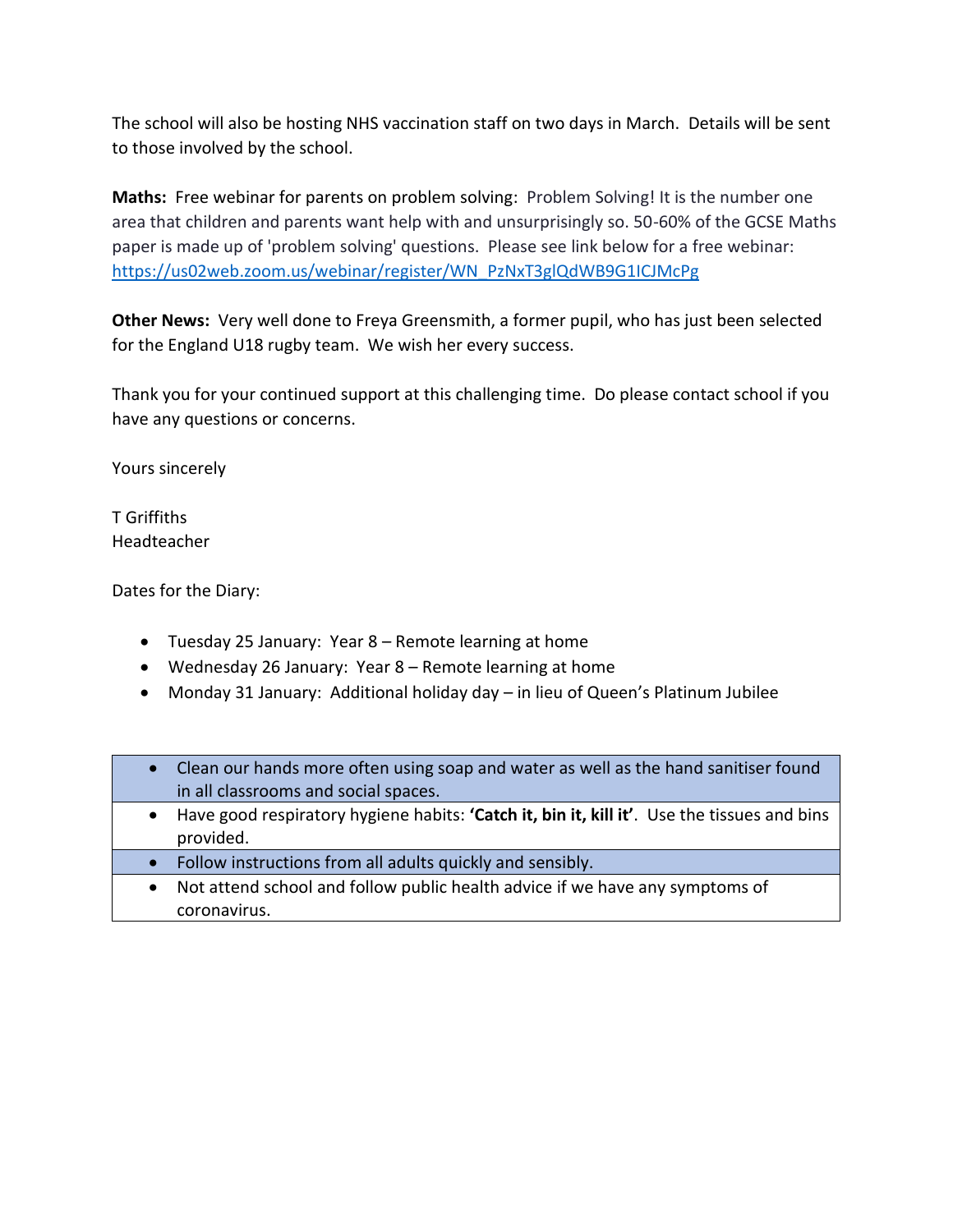The school will also be hosting NHS vaccination staff on two days in March. Details will be sent to those involved by the school.

**Maths:** Free webinar for parents on problem solving: Problem Solving! It is the number one area that children and parents want help with and unsurprisingly so. 50-60% of the GCSE Maths paper is made up of 'problem solving' questions. Please see link below for a free webinar: https://us02web.zoom.us/webinar/register/WN_PzNxT3glQdWB9G1ICJMcPg

**Other News:** Very well done to Freya Greensmith, a former pupil, who has just been selected for the England U18 rugby team. We wish her every success.

Thank you for your continued support at this challenging time. Do please contact school if you have any questions or concerns.

Yours sincerely

T Griffiths
Headteacher

Dates for the Diary:

- Tuesday 25 January: Year 8 – Remote learning at home
- Wednesday 26 January: Year 8 – Remote learning at home
- Monday 31 January: Additional holiday day – in lieu of Queen's Platinum Jubilee

| |
|---|
| • Clean our hands more often using soap and water as well as the hand sanitiser found in all classrooms and social spaces. |
| • Have good respiratory hygiene habits: **'Catch it, bin it, kill it'**. Use the tissues and bins provided. |
| • Follow instructions from all adults quickly and sensibly. |
| • Not attend school and follow public health advice if we have any symptoms of coronavirus. |